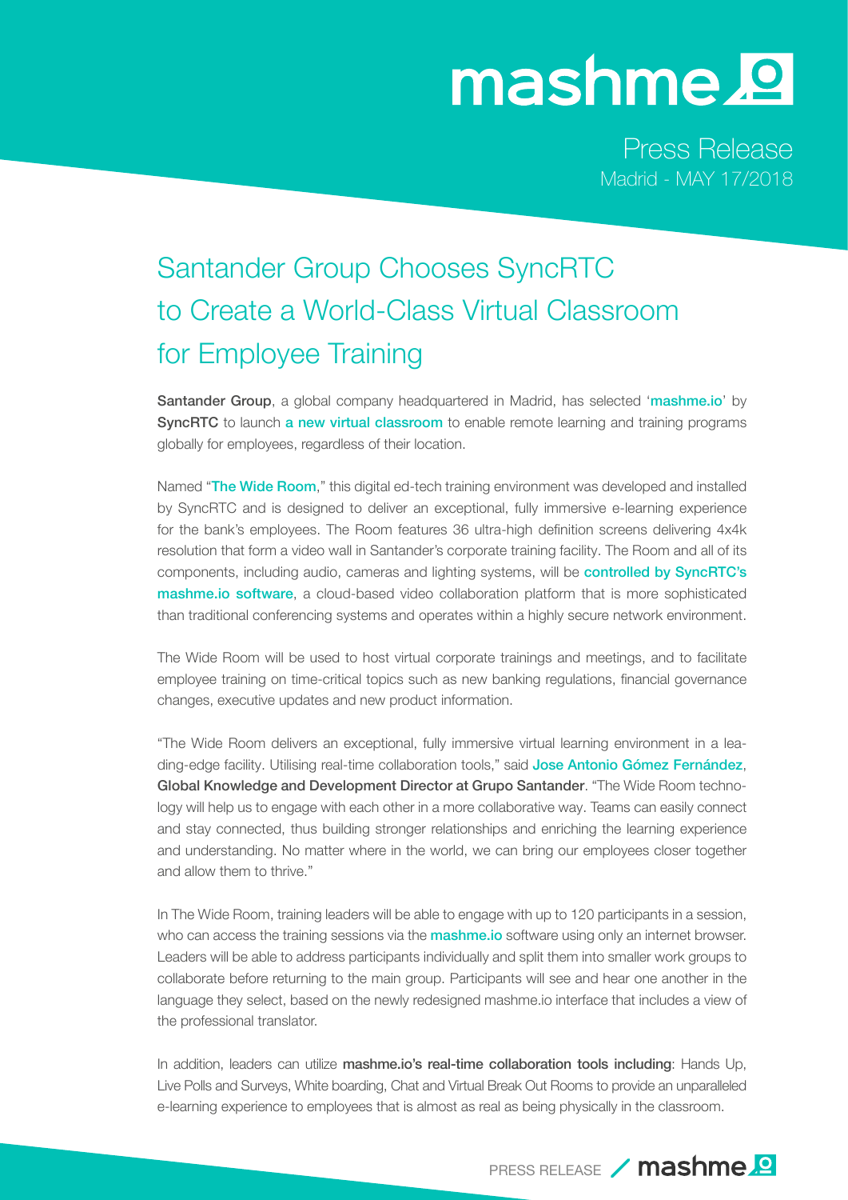mashme

Press Release
Madrid - MAY 17/2018

# Santander Group Chooses SyncRTC to Create a World-Class Virtual Classroom for Employee Training

**Santander Group**, a global company headquartered in Madrid, has selected '**mashme.io**' by **SyncRTC** to launch **a new virtual classroom** to enable remote learning and training programs globally for employees, regardless of their location.

Named "**The Wide Room**," this digital ed-tech training environment was developed and installed by SyncRTC and is designed to deliver an exceptional, fully immersive e-learning experience for the bank's employees. The Room features 36 ultra-high definition screens delivering 4x4k resolution that form a video wall in Santander's corporate training facility. The Room and all of its components, including audio, cameras and lighting systems, will be **controlled by SyncRTC's mashme.io software**, a cloud-based video collaboration platform that is more sophisticated than traditional conferencing systems and operates within a highly secure network environment.

The Wide Room will be used to host virtual corporate trainings and meetings, and to facilitate employee training on time-critical topics such as new banking regulations, financial governance changes, executive updates and new product information.

"The Wide Room delivers an exceptional, fully immersive virtual learning environment in a leading-edge facility. Utilising real-time collaboration tools," said **Jose Antonio Gómez Fernández**, **Global Knowledge and Development Director at Grupo Santander**. "The Wide Room technology will help us to engage with each other in a more collaborative way. Teams can easily connect and stay connected, thus building stronger relationships and enriching the learning experience and understanding. No matter where in the world, we can bring our employees closer together and allow them to thrive."

In The Wide Room, training leaders will be able to engage with up to 120 participants in a session, who can access the training sessions via the **mashme.io** software using only an internet browser. Leaders will be able to address participants individually and split them into smaller work groups to collaborate before returning to the main group. Participants will see and hear one another in the language they select, based on the newly redesigned mashme.io interface that includes a view of the professional translator.

In addition, leaders can utilize **mashme.io's real-time collaboration tools including**: Hands Up, Live Polls and Surveys, White boarding, Chat and Virtual Break Out Rooms to provide an unparalleled e-learning experience to employees that is almost as real as being physically in the classroom.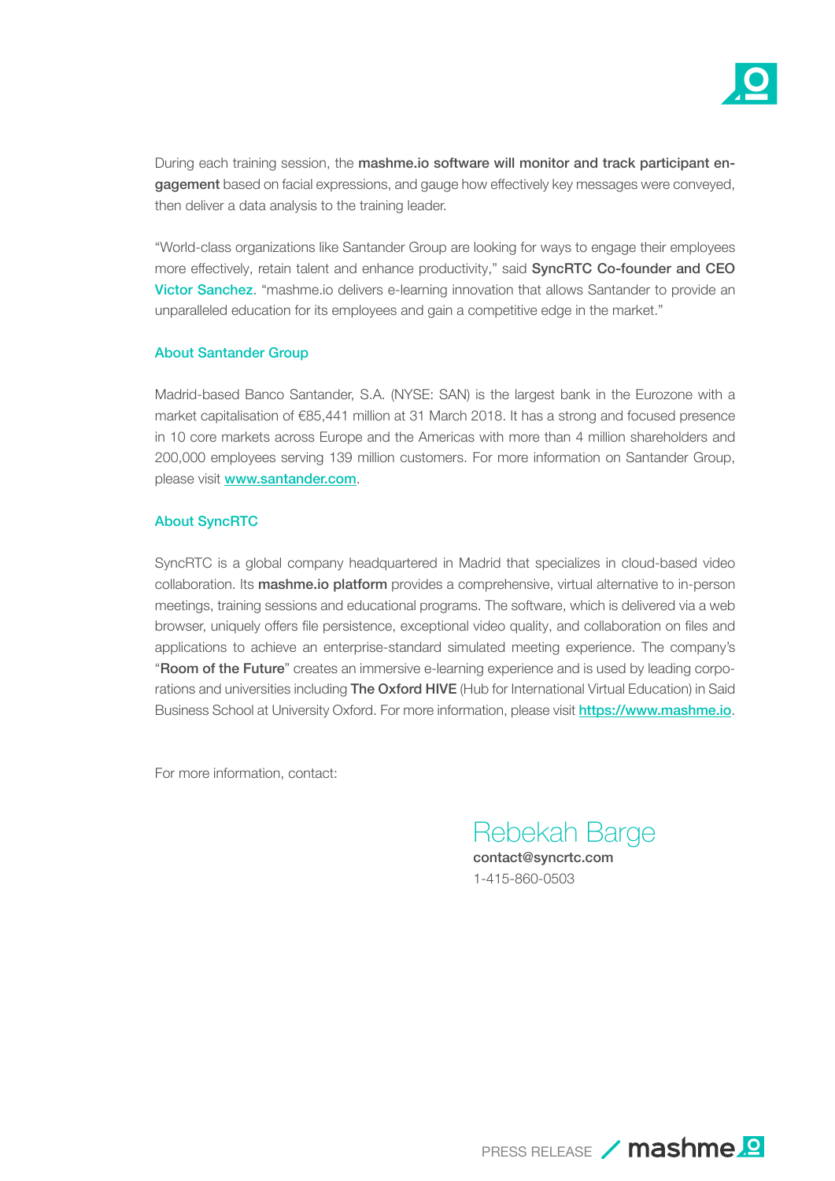During each training session, the **mashme.io software will monitor and track participant engagement** based on facial expressions, and gauge how effectively key messages were conveyed, then deliver a data analysis to the training leader.

"World-class organizations like Santander Group are looking for ways to engage their employees more effectively, retain talent and enhance productivity," said **SyncRTC Co-founder and CEO Victor Sanchez**. "mashme.io delivers e-learning innovation that allows Santander to provide an unparalleled education for its employees and gain a competitive edge in the market."

## About Santander Group

Madrid-based Banco Santander, S.A. (NYSE: SAN) is the largest bank in the Eurozone with a market capitalisation of €85,441 million at 31 March 2018. It has a strong and focused presence in 10 core markets across Europe and the Americas with more than 4 million shareholders and 200,000 employees serving 139 million customers. For more information on Santander Group, please visit www.santander.com.

## About SyncRTC

SyncRTC is a global company headquartered in Madrid that specializes in cloud-based video collaboration. Its **mashme.io platform** provides a comprehensive, virtual alternative to in-person meetings, training sessions and educational programs. The software, which is delivered via a web browser, uniquely offers file persistence, exceptional video quality, and collaboration on files and applications to achieve an enterprise-standard simulated meeting experience. The company's "**Room of the Future**" creates an immersive e-learning experience and is used by leading corporations and universities including **The Oxford HIVE** (Hub for International Virtual Education) in Said Business School at University Oxford. For more information, please visit https://www.mashme.io.

For more information, contact:

Rebekah Barge
**contact@syncrtc.com**
1-415-860-0503